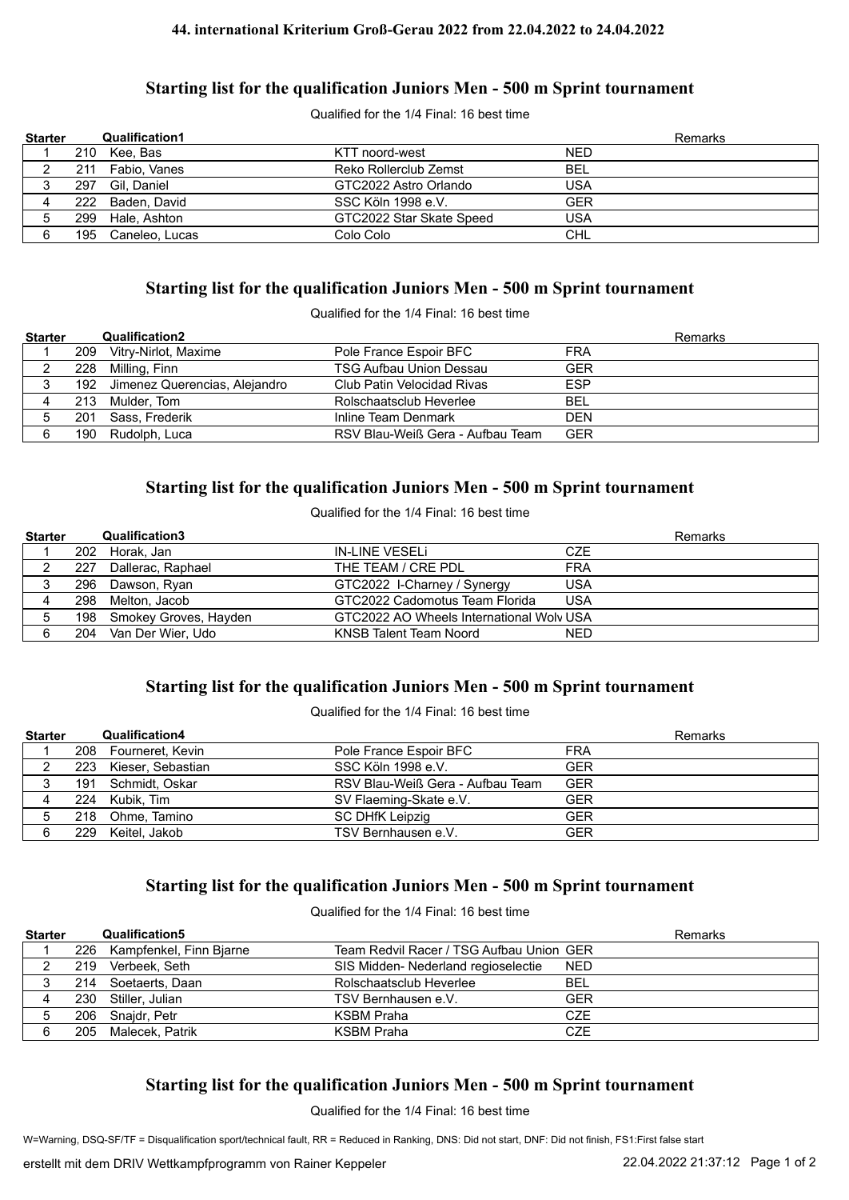# 44. international Kriterium Groß-Gerau 2022 from 22.04.2022 to 24.04.2022

## Starting list for the qualification Juniors Men - 500 m Sprint tournament

Qualified for the 1/4 Final: 16 best time

| Starter | | Qualification1 | | | Remarks |
|---|---|---|---|---|---|
| 1 | 210 | Kee, Bas | KTT noord-west | NED | |
| 2 | 211 | Fabio, Vanes | Reko Rollerclub Zemst | BEL | |
| 3 | 297 | Gil, Daniel | GTC2022 Astro Orlando | USA | |
| 4 | 222 | Baden, David | SSC Köln 1998 e.V. | GER | |
| 5 | 299 | Hale, Ashton | GTC2022 Star Skate Speed | USA | |
| 6 | 195 | Caneleo, Lucas | Colo Colo | CHL | |

## Starting list for the qualification Juniors Men - 500 m Sprint tournament

Qualified for the 1/4 Final: 16 best time

| Starter | | Qualification2 | | | Remarks |
|---|---|---|---|---|---|
| 1 | 209 | Vitry-Nirlot, Maxime | Pole France Espoir BFC | FRA | |
| 2 | 228 | Milling, Finn | TSG Aufbau Union Dessau | GER | |
| 3 | 192 | Jimenez Querencias, Alejandro | Club Patin Velocidad Rivas | ESP | |
| 4 | 213 | Mulder, Tom | Rolschaatsclub Heverlee | BEL | |
| 5 | 201 | Sass, Frederik | Inline Team Denmark | DEN | |
| 6 | 190 | Rudolph, Luca | RSV Blau-Weiß Gera - Aufbau Team | GER | |

## Starting list for the qualification Juniors Men - 500 m Sprint tournament

Qualified for the 1/4 Final: 16 best time

| Starter | | Qualification3 | | | Remarks |
|---|---|---|---|---|---|
| 1 | 202 | Horak, Jan | IN-LINE VESELi | CZE | |
| 2 | 227 | Dallerac, Raphael | THE TEAM / CRE PDL | FRA | |
| 3 | 296 | Dawson, Ryan | GTC2022 I-Charney / Synergy | USA | |
| 4 | 298 | Melton, Jacob | GTC2022 Cadomotus Team Florida | USA | |
| 5 | 198 | Smokey Groves, Hayden | GTC2022 AO Wheels International Wolv | USA | |
| 6 | 204 | Van Der Wier, Udo | KNSB Talent Team Noord | NED | |

## Starting list for the qualification Juniors Men - 500 m Sprint tournament

Qualified for the 1/4 Final: 16 best time

| Starter | | Qualification4 | | | Remarks |
|---|---|---|---|---|---|
| 1 | 208 | Fourneret, Kevin | Pole France Espoir BFC | FRA | |
| 2 | 223 | Kieser, Sebastian | SSC Köln 1998 e.V. | GER | |
| 3 | 191 | Schmidt, Oskar | RSV Blau-Weiß Gera - Aufbau Team | GER | |
| 4 | 224 | Kubik, Tim | SV Flaeming-Skate e.V. | GER | |
| 5 | 218 | Ohme, Tamino | SC DHfK Leipzig | GER | |
| 6 | 229 | Keitel, Jakob | TSV Bernhausen e.V. | GER | |

## Starting list for the qualification Juniors Men - 500 m Sprint tournament

Qualified for the 1/4 Final: 16 best time

| Starter | | Qualification5 | | | Remarks |
|---|---|---|---|---|---|
| 1 | 226 | Kampfenkel, Finn Bjarne | Team Redvil Racer / TSG Aufbau Union | GER | |
| 2 | 219 | Verbeek, Seth | SIS Midden- Nederland regioselectie | NED | |
| 3 | 214 | Soetaerts, Daan | Rolschaatsclub Heverlee | BEL | |
| 4 | 230 | Stiller, Julian | TSV Bernhausen e.V. | GER | |
| 5 | 206 | Snajdr, Petr | KSBM Praha | CZE | |
| 6 | 205 | Malecek, Patrik | KSBM Praha | CZE | |

## Starting list for the qualification Juniors Men - 500 m Sprint tournament

Qualified for the 1/4 Final: 16 best time

W=Warning, DSQ-SF/TF = Disqualification sport/technical fault, RR = Reduced in Ranking, DNS: Did not start, DNF: Did not finish, FS1:First false start

erstellt mit dem DRIV Wettkampfprogramm von Rainer Keppeler 22.04.2022 21:37:12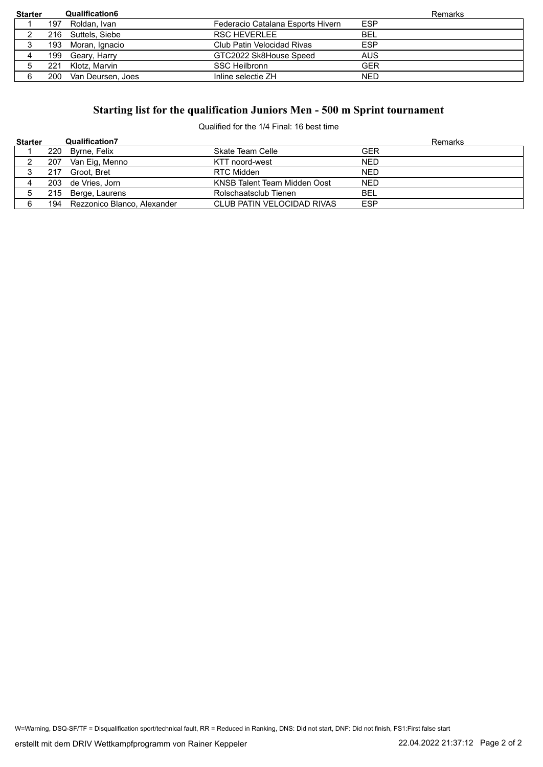| Starter | | Qualification6 | | | Remarks |
|---|---|---|---|---|---|
| 1 | 197 | Roldan, Ivan | Federacio Catalana Esports Hivern | ESP | |
| 2 | 216 | Suttels, Siebe | RSC HEVERLEE | BEL | |
| 3 | 193 | Moran, Ignacio | Club Patin Velocidad Rivas | ESP | |
| 4 | 199 | Geary, Harry | GTC2022 Sk8House Speed | AUS | |
| 5 | 221 | Klotz, Marvin | SSC Heilbronn | GER | |
| 6 | 200 | Van Deursen, Joes | Inline selectie ZH | NED | |

## Starting list for the qualification Juniors Men - 500 m Sprint tournament

Qualified for the 1/4 Final: 16 best time

| Starter | | Qualification7 | | | Remarks |
|---|---|---|---|---|---|
| 1 | 220 | Byrne, Felix | Skate Team Celle | GER | |
| 2 | 207 | Van Eig, Menno | KTT noord-west | NED | |
| 3 | 217 | Groot, Bret | RTC Midden | NED | |
| 4 | 203 | de Vries, Jorn | KNSB Talent Team Midden Oost | NED | |
| 5 | 215 | Berge, Laurens | Rolschaatsclub Tienen | BEL | |
| 6 | 194 | Rezzonico Blanco, Alexander | CLUB PATIN VELOCIDAD RIVAS | ESP | |

W=Warning, DSQ-SF/TF = Disqualification sport/technical fault, RR = Reduced in Ranking, DNS: Did not start, DNF: Did not finish, FS1:First false start

erstellt mit dem DRIV Wettkampfprogramm von Rainer Keppeler 22.04.2022 21:37:12